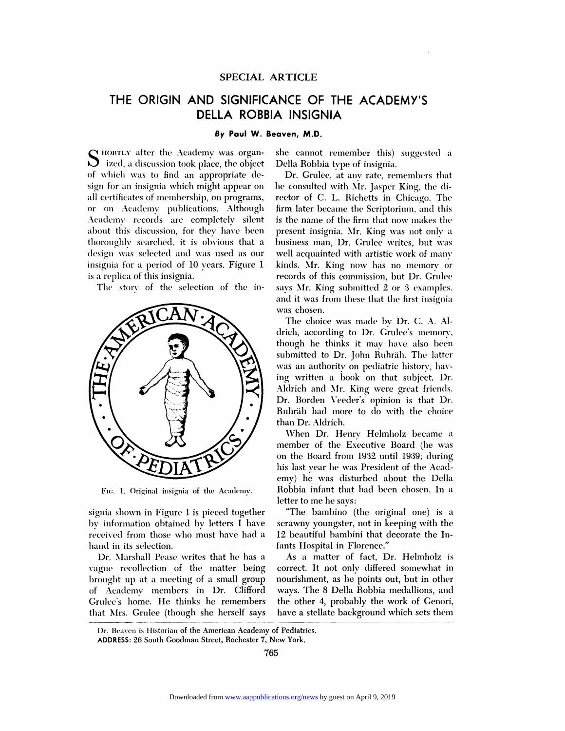SPECIAL ARTICLE

# THE ORIGIN AND SIGNIFICANCE OF THE ACADEMY'S DELLA ROBBIA INSIGNIA

**By Paul W. Beaven, M.D.**

Shortly after the Academy was organized, a discussion took place, the object of which was to find an appropriate design for an insignia which might appear on all certificates of membership, on programs, or on Academy publications. Although Academy records are completely silent about this discussion, for they have been thoroughly searched, it is obvious that a design was selected and was used as our insignia for a period of 10 years. Figure 1 is a replica of this insignia.

The story of the selection of the insignia shown in Figure 1 is pieced together by information obtained by letters I have received from those who must have had a hand in its selection.

FIG. 1. Original insignia of the Academy.

Dr. Marshall Pease writes that he has a vague recollection of the matter being brought up at a meeting of a small group of Academy members in Dr. Clifford Grulee's home. He thinks he remembers that Mrs. Grulee (though she herself says she cannot remember this) suggested a Della Robbia type of insignia.

Dr. Grulee, at any rate, remembers that he consulted with Mr. Jasper King, the director of C. L. Richetts in Chicago. The firm later became the Scriptorium, and this is the name of the firm that now makes the present insignia. Mr. King was not only a business man, Dr. Grulee writes, but was well acquainted with artistic work of many kinds. Mr. King now has no memory or records of this commission, but Dr. Grulee says Mr. King submitted 2 or 3 examples, and it was from these that the first insignia was chosen.

The choice was made by Dr. C. A. Aldrich, according to Dr. Grulee's memory, though he thinks it may have also been submitted to Dr. John Ruhräh. The latter was an authority on pediatric history, having written a book on that subject. Dr. Aldrich and Mr. King were great friends. Dr. Borden Veeder's opinion is that Dr. Ruhräh had more to do with the choice than Dr. Aldrich.

When Dr. Henry Helmholz became a member of the Executive Board (he was on the Board from 1932 until 1939; during his last year he was President of the Academy) he was disturbed about the Della Robbia infant that had been chosen. In a letter to me he says:

"The bambino (the original one) is a scrawny youngster, not in keeping with the 12 beautiful bambini that decorate the Infants Hospital in Florence."

As a matter of fact, Dr. Helmholz is correct. It not only differed somewhat in nourishment, as he points out, but in other ways. The 8 Della Robbia medallions, and the other 4, probably the work of Genori, have a stellate background which sets them

Dr. Beaven is Historian of the American Academy of Pediatrics.
ADDRESS: 26 South Goodman Street, Rochester 7, New York.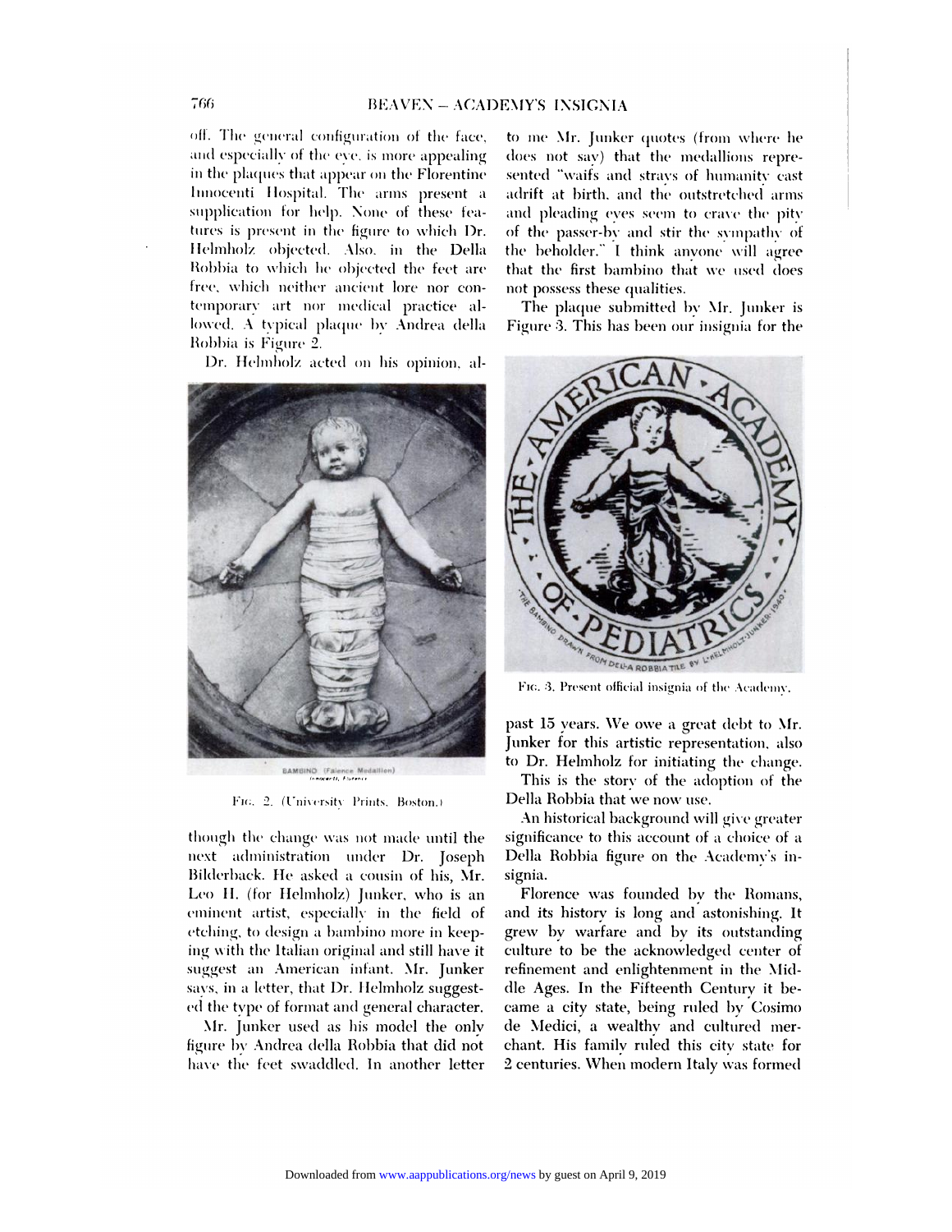off. The general configuration of the face, and especially of the eye, is more appealing in the plaques that appear on the Florentine Innocenti Hospital. The arms present a supplication for help. None of these features is present in the figure to which Dr. Helmholz objected. Also, in the Della Robbia to which he objected the feet are free, which neither ancient lore nor contemporary art nor medical practice allowed. A typical plaque by Andrea della Robbia is Figure 2.

Dr. Helmholz acted on his opinion, although the change was not made until the next administration under Dr. Joseph Bilderback. He asked a cousin of his, Mr. Leo H. (for Helmholz) Junker, who is an eminent artist, especially in the field of etching, to design a bambino more in keeping with the Italian original and still have it suggest an American infant. Mr. Junker says, in a letter, that Dr. Helmholz suggested the type of format and general character.

BAMBINO (Faience Medallion) Innocenti, Florence

FIG. 2. (University Prints, Boston.)

Mr. Junker used as his model the only figure by Andrea della Robbia that did not have the feet swaddled. In another letter to me Mr. Junker quotes (from where he does not say) that the medallions represented "waifs and strays of humanity cast adrift at birth, and the outstretched arms and pleading eyes seem to crave the pity of the passer-by and stir the sympathy of the beholder." I think anyone will agree that the first bambino that we used does not possess these qualities.

The plaque submitted by Mr. Junker is Figure 3. This has been our insignia for the past 15 years. We owe a great debt to Mr. Junker for this artistic representation, also to Dr. Helmholz for initiating the change.

THE AMERICAN ACADEMY OF PEDIATRICS

THE BAMBINO DRAWN FROM DELLA ROBBIA TILE BY L. HELMHOLZ-JUNKER, 1940

FIG. 3. Present official insignia of the Academy.

This is the story of the adoption of the Della Robbia that we now use.

An historical background will give greater significance to this account of a choice of a Della Robbia figure on the Academy's insignia.

Florence was founded by the Romans, and its history is long and astonishing. It grew by warfare and by its outstanding culture to be the acknowledged center of refinement and enlightenment in the Middle Ages. In the Fifteenth Century it became a city state, being ruled by Cosimo de Medici, a wealthy and cultured merchant. His family ruled this city state for 2 centuries. When modern Italy was formed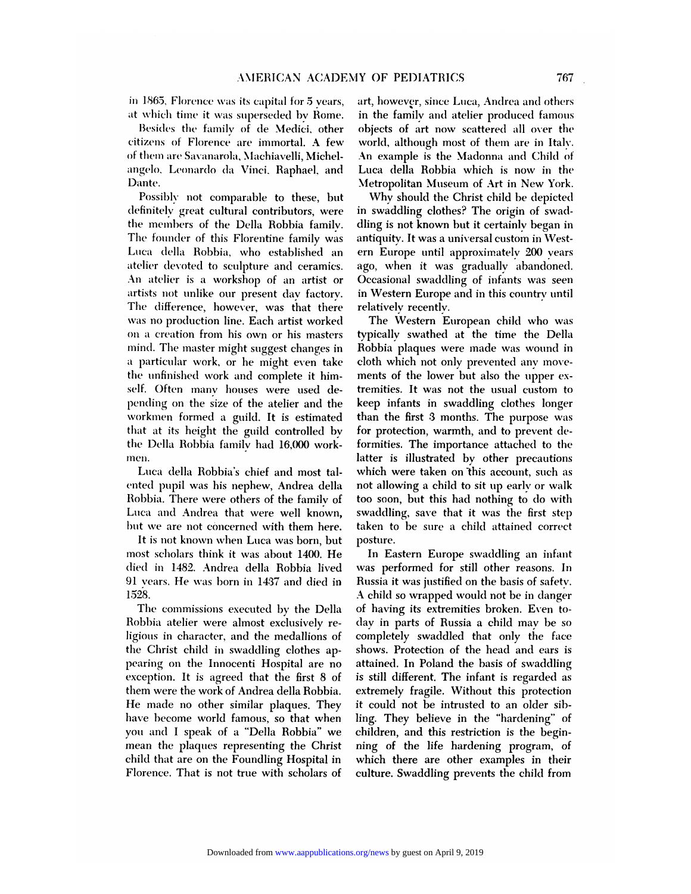in 1865, Florence was its capital for 5 years, at which time it was superseded by Rome.

Besides the family of de Medici, other citizens of Florence are immortal. A few of them are Savanarola, Machiavelli, Michelangelo, Leonardo da Vinci, Raphael, and Dante.

Possibly not comparable to these, but definitely great cultural contributors, were the members of the Della Robbia family. The founder of this Florentine family was Luca della Robbia, who established an atelier devoted to sculpture and ceramics. An atelier is a workshop of an artist or artists not unlike our present day factory. The difference, however, was that there was no production line. Each artist worked on a creation from his own or his masters mind. The master might suggest changes in a particular work, or he might even take the unfinished work and complete it himself. Often many houses were used depending on the size of the atelier and the workmen formed a guild. It is estimated that at its height the guild controlled by the Della Robbia family had 16,000 workmen.

Luca della Robbia's chief and most talented pupil was his nephew, Andrea della Robbia. There were others of the family of Luca and Andrea that were well known, but we are not concerned with them here.

It is not known when Luca was born, but most scholars think it was about 1400. He died in 1482. Andrea della Robbia lived 91 years. He was born in 1437 and died in 1528.

The commissions executed by the Della Robbia atelier were almost exclusively religious in character, and the medallions of the Christ child in swaddling clothes appearing on the Innocenti Hospital are no exception. It is agreed that the first 8 of them were the work of Andrea della Robbia. He made no other similar plaques. They have become world famous, so that when you and I speak of a "Della Robbia" we mean the plaques representing the Christ child that are on the Foundling Hospital in Florence. That is not true with scholars of art, however, since Luca, Andrea and others in the family and atelier produced famous objects of art now scattered all over the world, although most of them are in Italy. An example is the Madonna and Child of Luca della Robbia which is now in the Metropolitan Museum of Art in New York.

Why should the Christ child be depicted in swaddling clothes? The origin of swaddling is not known but it certainly began in antiquity. It was a universal custom in Western Europe until approximately 200 years ago, when it was gradually abandoned. Occasional swaddling of infants was seen in Western Europe and in this country until relatively recently.

The Western European child who was typically swathed at the time the Della Robbia plaques were made was wound in cloth which not only prevented any movements of the lower but also the upper extremities. It was not the usual custom to keep infants in swaddling clothes longer than the first 3 months. The purpose was for protection, warmth, and to prevent deformities. The importance attached to the latter is illustrated by other precautions which were taken on this account, such as not allowing a child to sit up early or walk too soon, but this had nothing to do with swaddling, save that it was the first step taken to be sure a child attained correct posture.

In Eastern Europe swaddling an infant was performed for still other reasons. In Russia it was justified on the basis of safety. A child so wrapped would not be in danger of having its extremities broken. Even today in parts of Russia a child may be so completely swaddled that only the face shows. Protection of the head and ears is attained. In Poland the basis of swaddling is still different. The infant is regarded as extremely fragile. Without this protection it could not be intrusted to an older sibling. They believe in the "hardening" of children, and this restriction is the beginning of the life hardening program, of which there are other examples in their culture. Swaddling prevents the child from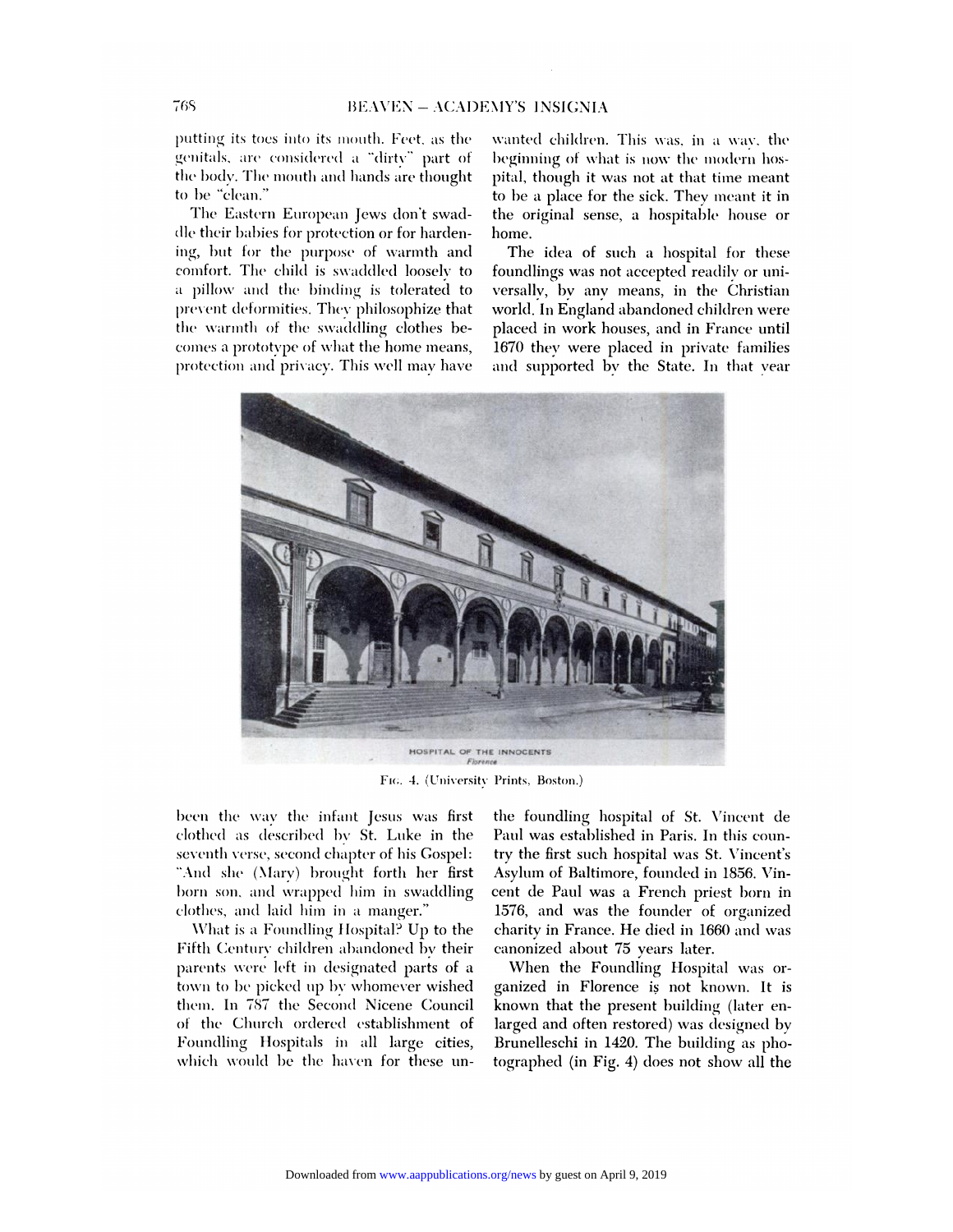putting its toes into its mouth. Feet, as the genitals, are considered a "dirty" part of the body. The mouth and hands are thought to be "clean."

The Eastern European Jews don't swaddle their babies for protection or for hardening, but for the purpose of warmth and comfort. The child is swaddled loosely to a pillow and the binding is tolerated to prevent deformities. They philosophize that the warmth of the swaddling clothes becomes a prototype of what the home means, protection and privacy. This well may have been the way the infant Jesus was first clothed as described by St. Luke in the seventh verse, second chapter of his Gospel: "And she (Mary) brought forth her first born son, and wrapped him in swaddling clothes, and laid him in a manger."

What is a Foundling Hospital? Up to the Fifth Century children abandoned by their parents were left in designated parts of a town to be picked up by whomever wished them. In 787 the Second Nicene Council of the Church ordered establishment of Foundling Hospitals in all large cities, which would be the haven for these unwanted children. This was, in a way, the beginning of what is now the modern hospital, though it was not at that time meant to be a place for the sick. They meant it in the original sense, a hospitable house or home.

The idea of such a hospital for these foundlings was not accepted readily or universally, by any means, in the Christian world. In England abandoned children were placed in work houses, and in France until 1670 they were placed in private families and supported by the State. In that year the foundling hospital of St. Vincent de Paul was established in Paris. In this country the first such hospital was St. Vincent's Asylum of Baltimore, founded in 1856. Vincent de Paul was a French priest born in 1576, and was the founder of organized charity in France. He died in 1660 and was canonized about 75 years later.

HOSPITAL OF THE INNOCENTS
*Florence*

FIG. 4. (University Prints, Boston.)

When the Foundling Hospital was organized in Florence is not known. It is known that the present building (later enlarged and often restored) was designed by Brunelleschi in 1420. The building as photographed (in Fig. 4) does not show all the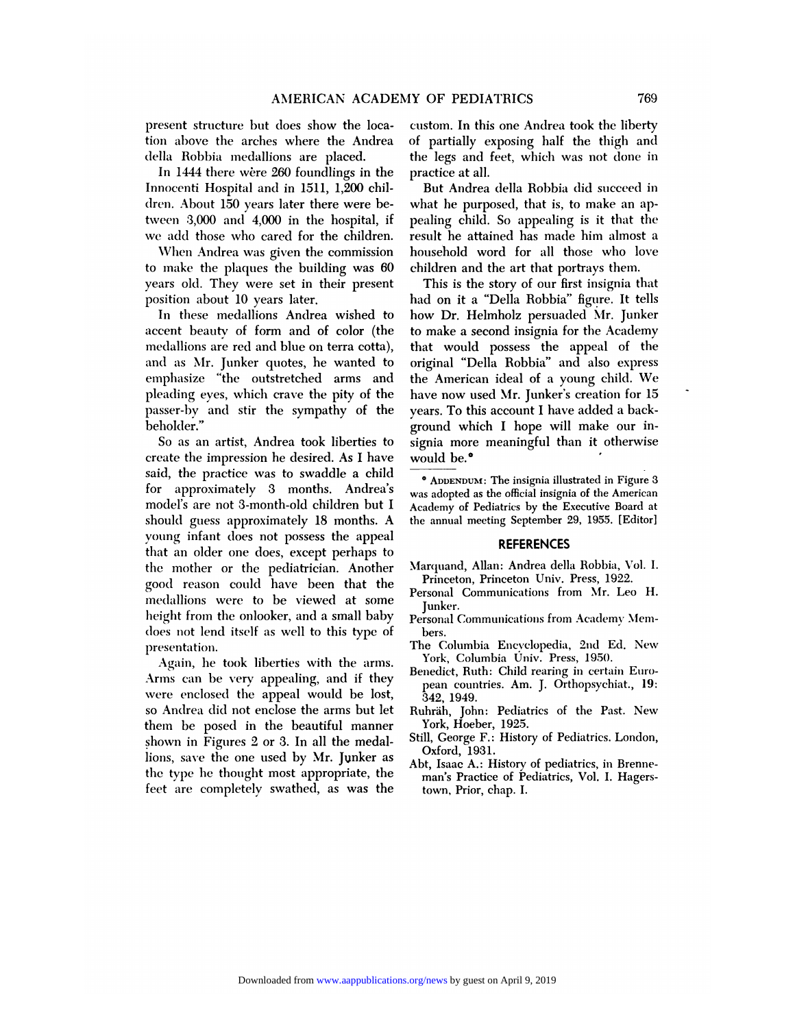present structure but does show the location above the arches where the Andrea della Robbia medallions are placed.

In 1444 there were 260 foundlings in the Innocenti Hospital and in 1511, 1,200 children. About 150 years later there were between 3,000 and 4,000 in the hospital, if we add those who cared for the children.

When Andrea was given the commission to make the plaques the building was 60 years old. They were set in their present position about 10 years later.

In these medallions Andrea wished to accent beauty of form and of color (the medallions are red and blue on terra cotta), and as Mr. Junker quotes, he wanted to emphasize "the outstretched arms and pleading eyes, which crave the pity of the passer-by and stir the sympathy of the beholder."

So as an artist, Andrea took liberties to create the impression he desired. As I have said, the practice was to swaddle a child for approximately 3 months. Andrea's model's are not 3-month-old children but I should guess approximately 18 months. A young infant does not possess the appeal that an older one does, except perhaps to the mother or the pediatrician. Another good reason could have been that the medallions were to be viewed at some height from the onlooker, and a small baby does not lend itself as well to this type of presentation.

Again, he took liberties with the arms. Arms can be very appealing, and if they were enclosed the appeal would be lost, so Andrea did not enclose the arms but let them be posed in the beautiful manner shown in Figures 2 or 3. In all the medallions, save the one used by Mr. Junker as the type he thought most appropriate, the feet are completely swathed, as was the custom. In this one Andrea took the liberty of partially exposing half the thigh and the legs and feet, which was not done in practice at all.

But Andrea della Robbia did succeed in what he purposed, that is, to make an appealing child. So appealing is it that the result he attained has made him almost a household word for all those who love children and the art that portrays them.

This is the story of our first insignia that had on it a "Della Robbia" figure. It tells how Dr. Helmholz persuaded Mr. Junker to make a second insignia for the Academy that would possess the appeal of the original "Della Robbia" and also express the American ideal of a young child. We have now used Mr. Junker's creation for 15 years. To this account I have added a background which I hope will make our insignia more meaningful than it otherwise would be.*

* ADDENDUM: The insignia illustrated in Figure 3 was adopted as the official insignia of the American Academy of Pediatrics by the Executive Board at the annual meeting September 29, 1955. [Editor]

## REFERENCES

Marquand, Allan: Andrea della Robbia, Vol. I. Princeton, Princeton Univ. Press, 1922.

Personal Communications from Mr. Leo H. Junker.

Personal Communications from Academy Members.

The Columbia Encyclopedia, 2nd Ed. New York, Columbia Univ. Press, 1950.

Benedict, Ruth: Child rearing in certain European countries. Am. J. Orthopsychiat., **19**: 342, 1949.

Ruhräh, John: Pediatrics of the Past. New York, Hoeber, 1925.

Still, George F.: History of Pediatrics. London, Oxford, 1931.

Abt, Isaac A.: History of pediatrics, in Brenneman's Practice of Pediatrics, Vol. I. Hagerstown, Prior, chap. I.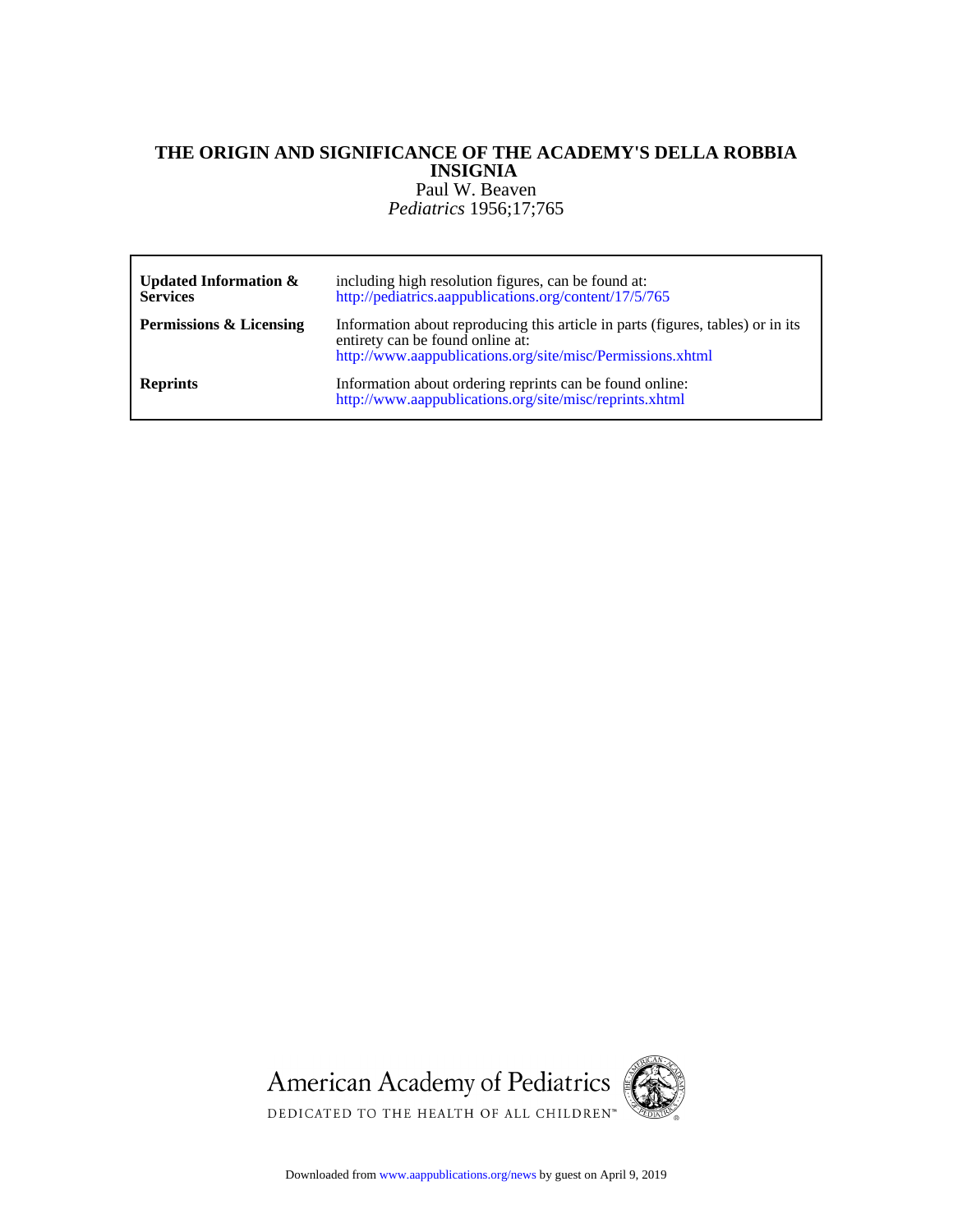# THE ORIGIN AND SIGNIFICANCE OF THE ACADEMY'S DELLA ROBBIA INSIGNIA

Paul W. Beaven

*Pediatrics* 1956;17;765

| | |
|---|---|
| **Updated Information & Services** | including high resolution figures, can be found at: http://pediatrics.aappublications.org/content/17/5/765 |
| **Permissions & Licensing** | Information about reproducing this article in parts (figures, tables) or in its entirety can be found online at: http://www.aappublications.org/site/misc/Permissions.xhtml |
| **Reprints** | Information about ordering reprints can be found online: http://www.aappublications.org/site/misc/reprints.xhtml |

American Academy of Pediatrics

DEDICATED TO THE HEALTH OF ALL CHILDREN™

Downloaded from www.aappublications.org/news by guest on April 9, 2019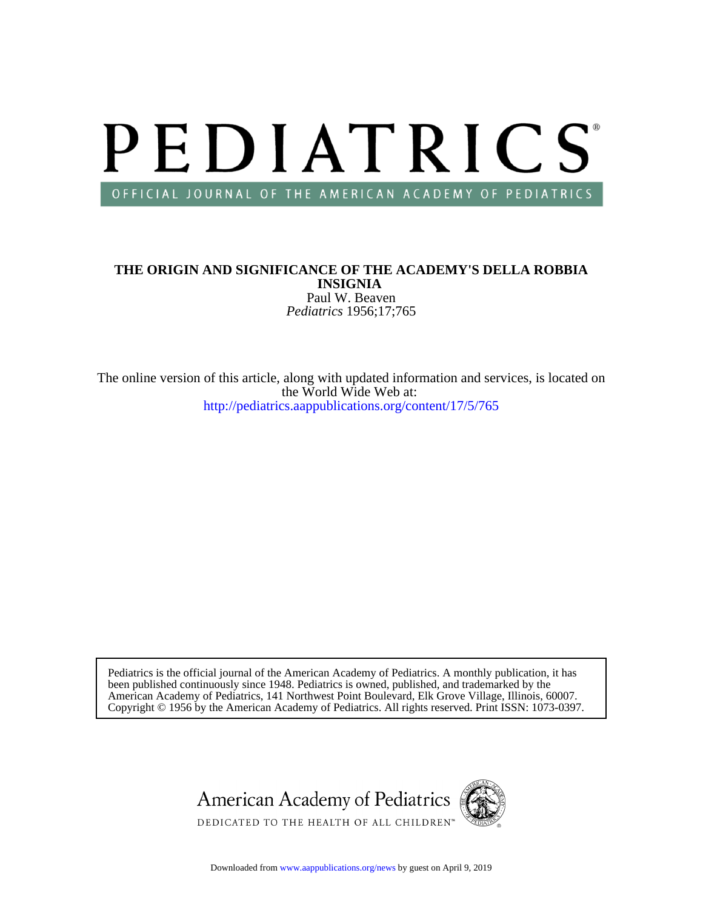# PEDIATRICS®

OFFICIAL JOURNAL OF THE AMERICAN ACADEMY OF PEDIATRICS

**THE ORIGIN AND SIGNIFICANCE OF THE ACADEMY'S DELLA ROBBIA INSIGNIA**

Paul W. Beaven

*Pediatrics* 1956;17;765

The online version of this article, along with updated information and services, is located on the World Wide Web at:

http://pediatrics.aappublications.org/content/17/5/765

Pediatrics is the official journal of the American Academy of Pediatrics. A monthly publication, it has been published continuously since 1948. Pediatrics is owned, published, and trademarked by the American Academy of Pediatrics, 141 Northwest Point Boulevard, Elk Grove Village, Illinois, 60007. Copyright © 1956 by the American Academy of Pediatrics. All rights reserved. Print ISSN: 1073-0397.

American Academy of Pediatrics

DEDICATED TO THE HEALTH OF ALL CHILDREN™

Downloaded from www.aappublications.org/news by guest on April 9, 2019